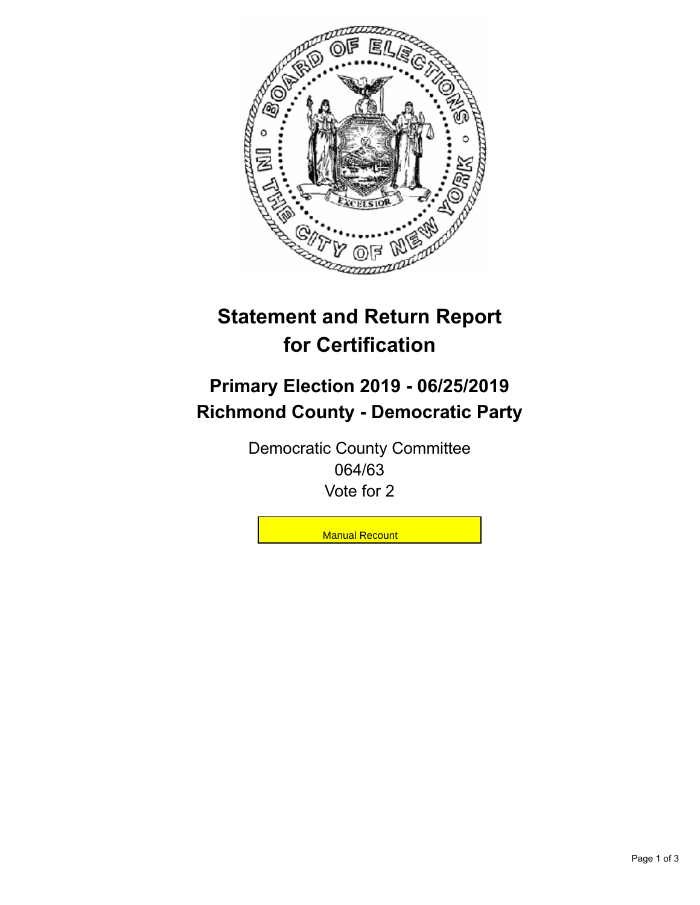# Statement and Return Report for Certification

## Primary Election 2019 - 06/25/2019
## Richmond County - Democratic Party

Democratic County Committee
064/63
Vote for 2

Manual Recount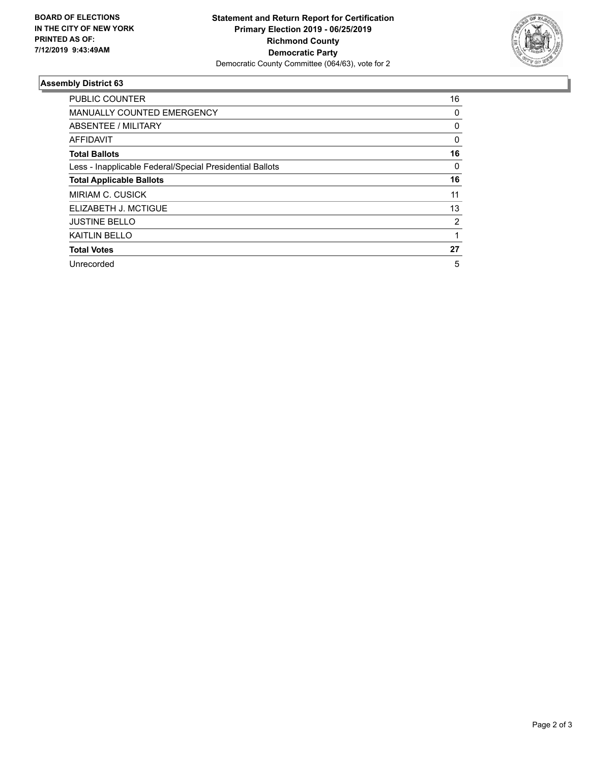**BOARD OF ELECTIONS IN THE CITY OF NEW YORK PRINTED AS OF: 7/12/2019 9:43:49AM**

**Statement and Return Report for Certification**
**Primary Election 2019 - 06/25/2019**
**Richmond County**
**Democratic Party**
Democratic County Committee (064/63), vote for 2

## Assembly District 63

| | |
|---|---|
| PUBLIC COUNTER | 16 |
| MANUALLY COUNTED EMERGENCY | 0 |
| ABSENTEE / MILITARY | 0 |
| AFFIDAVIT | 0 |
| **Total Ballots** | **16** |
| Less - Inapplicable Federal/Special Presidential Ballots | 0 |
| **Total Applicable Ballots** | **16** |
| MIRIAM C. CUSICK | 11 |
| ELIZABETH J. MCTIGUE | 13 |
| JUSTINE BELLO | 2 |
| KAITLIN BELLO | 1 |
| **Total Votes** | **27** |
| Unrecorded | 5 |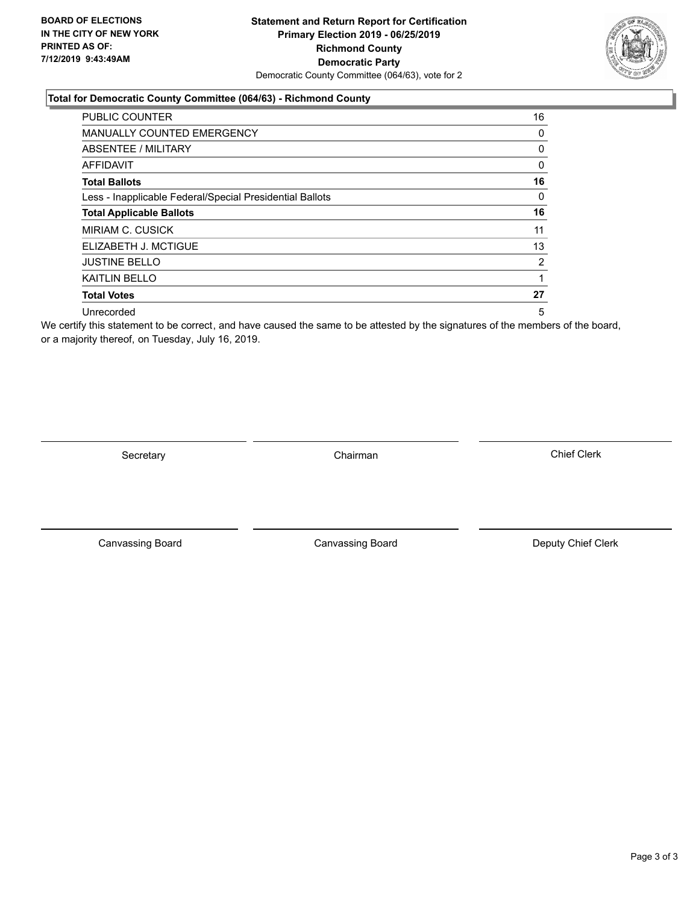**BOARD OF ELECTIONS**
**IN THE CITY OF NEW YORK**
**PRINTED AS OF:**
**7/12/2019 9:43:49AM**

**Statement and Return Report for Certification**
**Primary Election 2019 - 06/25/2019**
**Richmond County**
**Democratic Party**
Democratic County Committee (064/63), vote for 2

### Total for Democratic County Committee (064/63) - Richmond County

| | |
|---|---|
| PUBLIC COUNTER | 16 |
| MANUALLY COUNTED EMERGENCY | 0 |
| ABSENTEE / MILITARY | 0 |
| AFFIDAVIT | 0 |
| **Total Ballots** | **16** |
| Less - Inapplicable Federal/Special Presidential Ballots | 0 |
| **Total Applicable Ballots** | **16** |
| MIRIAM C. CUSICK | 11 |
| ELIZABETH J. MCTIGUE | 13 |
| JUSTINE BELLO | 2 |
| KAITLIN BELLO | 1 |
| **Total Votes** | **27** |
| Unrecorded | 5 |

We certify this statement to be correct, and have caused the same to be attested by the signatures of the members of the board, or a majority thereof, on Tuesday, July 16, 2019.

Secretary

Chairman

Chief Clerk

Canvassing Board

Canvassing Board

Deputy Chief Clerk